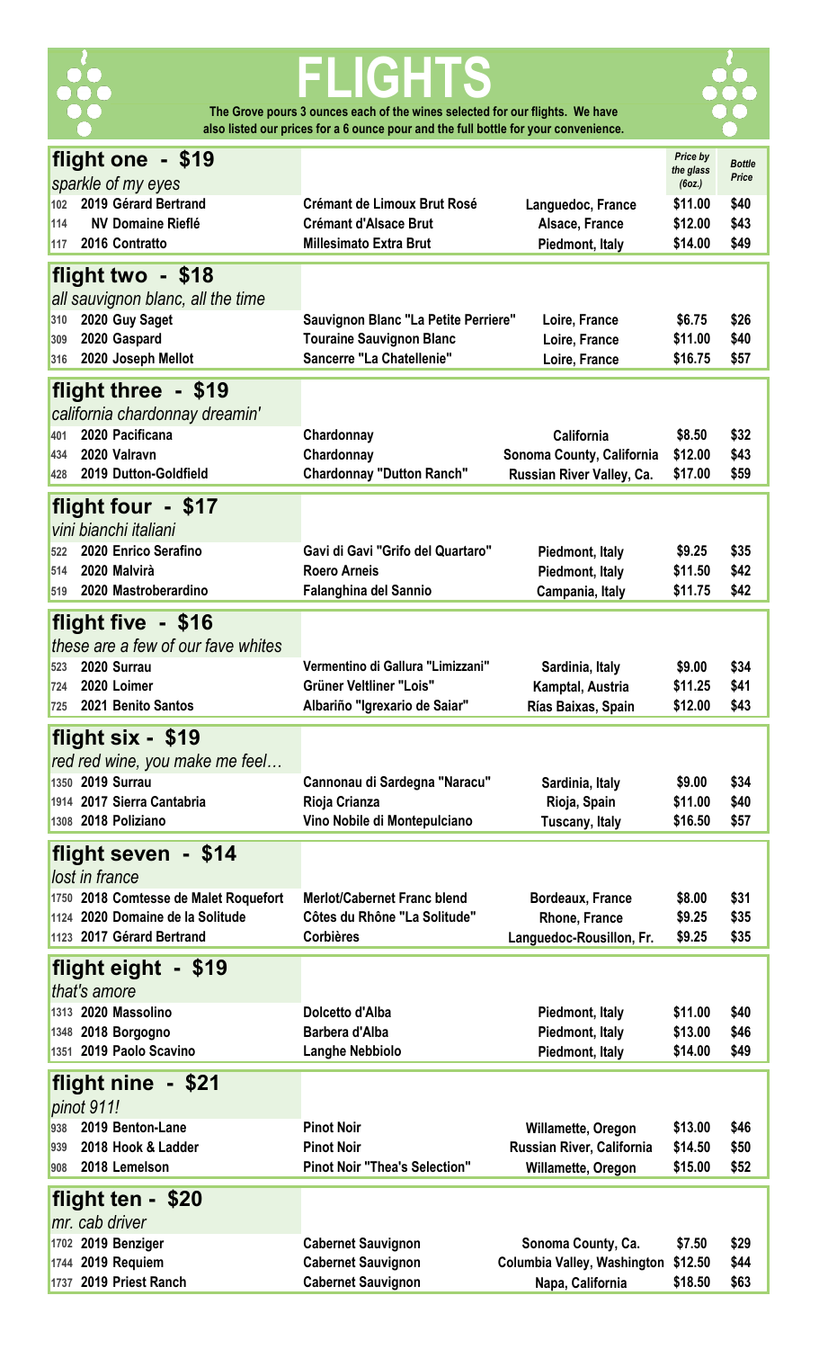# FLIGHTS

**The Grove pours 3 ounces each of the wines selected for our flights. We have also listed our prices for a 6 ounce pour and the full bottle for your convenience.**

| | | | | *Price by the glass (6oz.)* | *Bottle Price* |
|---|---|---|---|---|---|
| **flight one - $19** | | | | | |
| *sparkle of my eyes* | | | | | |
| 102 | **2019 Gérard Bertrand** | **Crémant de Limoux Brut Rosé** | **Languedoc, France** | **$11.00** | **$40** |
| 114 | **NV Domaine Rieflé** | **Crémant d'Alsace Brut** | **Alsace, France** | **$12.00** | **$43** |
| 117 | **2016 Contratto** | **Millesimato Extra Brut** | **Piedmont, Italy** | **$14.00** | **$49** |
| **flight two - $18** | | | | | |
| *all sauvignon blanc, all the time* | | | | | |
| 310 | **2020 Guy Saget** | **Sauvignon Blanc "La Petite Perriere"** | **Loire, France** | **$6.75** | **$26** |
| 309 | **2020 Gaspard** | **Touraine Sauvignon Blanc** | **Loire, France** | **$11.00** | **$40** |
| 316 | **2020 Joseph Mellot** | **Sancerre "La Chatellenie"** | **Loire, France** | **$16.75** | **$57** |
| **flight three - $19** | | | | | |
| *california chardonnay dreamin'* | | | | | |
| 401 | **2020 Pacificana** | **Chardonnay** | **California** | **$8.50** | **$32** |
| 434 | **2020 Valravn** | **Chardonnay** | **Sonoma County, California** | **$12.00** | **$43** |
| 428 | **2019 Dutton-Goldfield** | **Chardonnay "Dutton Ranch"** | **Russian River Valley, Ca.** | **$17.00** | **$59** |
| **flight four - $17** | | | | | |
| *vini bianchi italiani* | | | | | |
| 522 | **2020 Enrico Serafino** | **Gavi di Gavi "Grifo del Quartaro"** | **Piedmont, Italy** | **$9.25** | **$35** |
| 514 | **2020 Malvirà** | **Roero Arneis** | **Piedmont, Italy** | **$11.50** | **$42** |
| 519 | **2020 Mastroberardino** | **Falanghina del Sannio** | **Campania, Italy** | **$11.75** | **$42** |
| **flight five - $16** | | | | | |
| *these are a few of our fave whites* | | | | | |
| 523 | **2020 Surrau** | **Vermentino di Gallura "Limizzani"** | **Sardinia, Italy** | **$9.00** | **$34** |
| 724 | **2020 Loimer** | **Grüner Veltliner "Lois"** | **Kamptal, Austria** | **$11.25** | **$41** |
| 725 | **2021 Benito Santos** | **Albariño "Igrexario de Saiar"** | **Rías Baixas, Spain** | **$12.00** | **$43** |
| **flight six - $19** | | | | | |
| *red red wine, you make me feel…* | | | | | |
| 1350 | **2019 Surrau** | **Cannonau di Sardegna "Naracu"** | **Sardinia, Italy** | **$9.00** | **$34** |
| 1914 | **2017 Sierra Cantabria** | **Rioja Crianza** | **Rioja, Spain** | **$11.00** | **$40** |
| 1308 | **2018 Poliziano** | **Vino Nobile di Montepulciano** | **Tuscany, Italy** | **$16.50** | **$57** |
| **flight seven - $14** | | | | | |
| *lost in france* | | | | | |
| 1750 | **2018 Comtesse de Malet Roquefort** | **Merlot/Cabernet Franc blend** | **Bordeaux, France** | **$8.00** | **$31** |
| 1124 | **2020 Domaine de la Solitude** | **Côtes du Rhône "La Solitude"** | **Rhone, France** | **$9.25** | **$35** |
| 1123 | **2017 Gérard Bertrand** | **Corbières** | **Languedoc-Rousillon, Fr.** | **$9.25** | **$35** |
| **flight eight - $19** | | | | | |
| *that's amore* | | | | | |
| 1313 | **2020 Massolino** | **Dolcetto d'Alba** | **Piedmont, Italy** | **$11.00** | **$40** |
| 1348 | **2018 Borgogno** | **Barbera d'Alba** | **Piedmont, Italy** | **$13.00** | **$46** |
| 1351 | **2019 Paolo Scavino** | **Langhe Nebbiolo** | **Piedmont, Italy** | **$14.00** | **$49** |
| **flight nine - $21** | | | | | |
| *pinot 911!* | | | | | |
| 938 | **2019 Benton-Lane** | **Pinot Noir** | **Willamette, Oregon** | **$13.00** | **$46** |
| 939 | **2018 Hook & Ladder** | **Pinot Noir** | **Russian River, California** | **$14.50** | **$50** |
| 908 | **2018 Lemelson** | **Pinot Noir "Thea's Selection"** | **Willamette, Oregon** | **$15.00** | **$52** |
| **flight ten - $20** | | | | | |
| *mr. cab driver* | | | | | |
| 1702 | **2019 Benziger** | **Cabernet Sauvignon** | **Sonoma County, Ca.** | **$7.50** | **$29** |
| 1744 | **2019 Requiem** | **Cabernet Sauvignon** | **Columbia Valley, Washington** | **$12.50** | **$44** |
| 1737 | **2019 Priest Ranch** | **Cabernet Sauvignon** | **Napa, California** | **$18.50** | **$63** |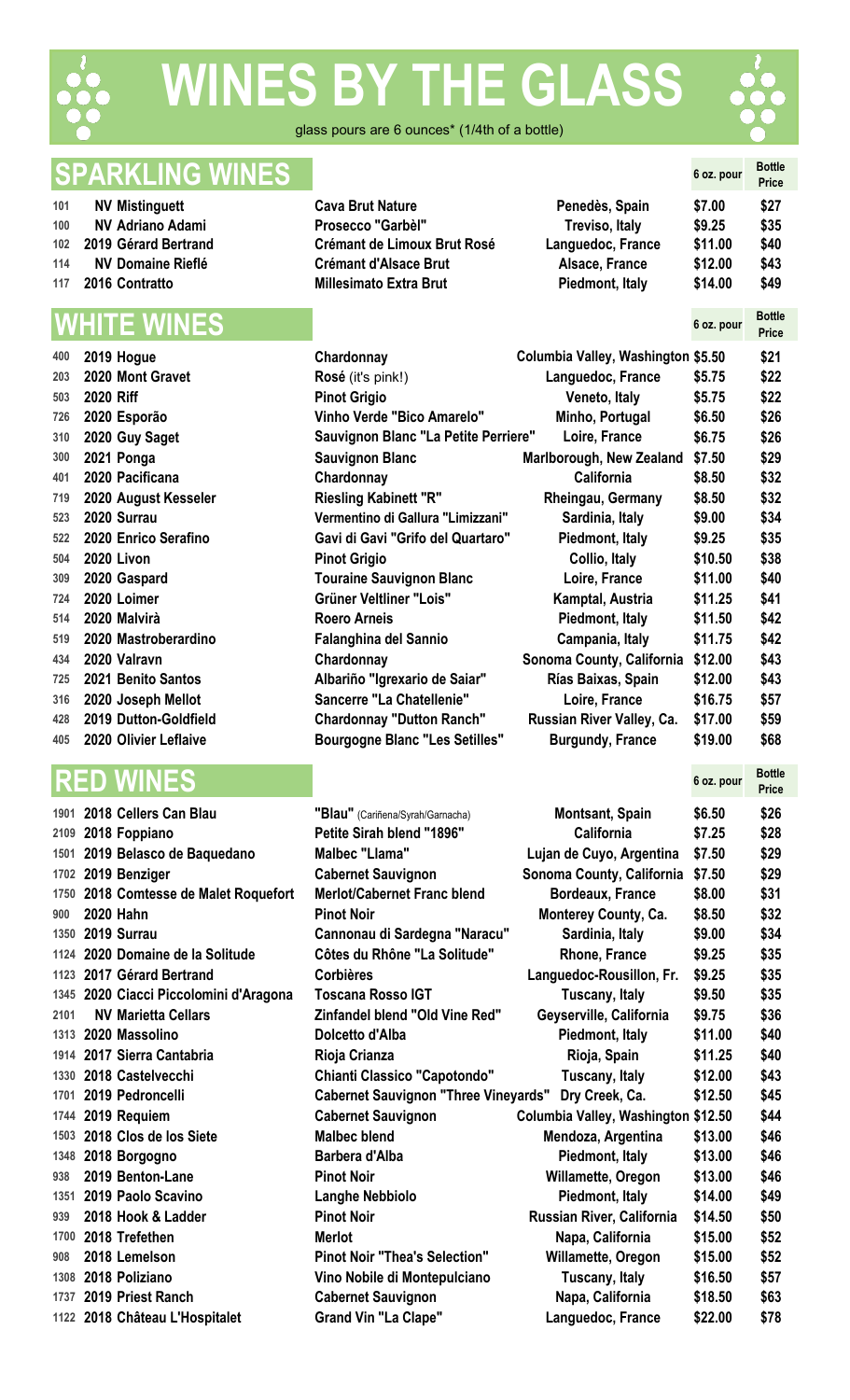# WINES BY THE GLASS

glass pours are 6 ounces* (1/4th of a bottle)

## SPARKLING WINES

| # | Wine | Type | Region | 6 oz. pour | Bottle Price |
|---|---|---|---|---|---|
| 101 | NV Mistinguett | Cava Brut Nature | Penedès, Spain | $7.00 | $27 |
| 100 | NV Adriano Adami | Prosecco "Garbèl" | Treviso, Italy | $9.25 | $35 |
| 102 | 2019 Gérard Bertrand | Crémant de Limoux Brut Rosé | Languedoc, France | $11.00 | $40 |
| 114 | NV Domaine Rieflé | Crémant d'Alsace Brut | Alsace, France | $12.00 | $43 |
| 117 | 2016 Contratto | Millesimato Extra Brut | Piedmont, Italy | $14.00 | $49 |

## WHITE WINES

| # | Wine | Type | Region | 6 oz. pour | Bottle Price |
|---|---|---|---|---|---|
| 400 | 2019 Hogue | Chardonnay | Columbia Valley, Washington | $5.50 | $21 |
| 203 | 2020 Mont Gravet | Rosé (it's pink!) | Languedoc, France | $5.75 | $22 |
| 503 | 2020 Riff | Pinot Grigio | Veneto, Italy | $5.75 | $22 |
| 726 | 2020 Esporão | Vinho Verde "Bico Amarelo" | Minho, Portugal | $6.50 | $26 |
| 310 | 2020 Guy Saget | Sauvignon Blanc "La Petite Perriere" | Loire, France | $6.75 | $26 |
| 300 | 2021 Ponga | Sauvignon Blanc | Marlborough, New Zealand | $7.50 | $29 |
| 401 | 2020 Pacificana | Chardonnay | California | $8.50 | $32 |
| 719 | 2020 August Kesseler | Riesling Kabinett "R" | Rheingau, Germany | $8.50 | $32 |
| 523 | 2020 Surrau | Vermentino di Gallura "Limizzani" | Sardinia, Italy | $9.00 | $34 |
| 522 | 2020 Enrico Serafino | Gavi di Gavi "Grifo del Quartaro" | Piedmont, Italy | $9.25 | $35 |
| 504 | 2020 Livon | Pinot Grigio | Collio, Italy | $10.50 | $38 |
| 309 | 2020 Gaspard | Touraine Sauvignon Blanc | Loire, France | $11.00 | $40 |
| 724 | 2020 Loimer | Grüner Veltliner "Lois" | Kamptal, Austria | $11.25 | $41 |
| 514 | 2020 Malvirà | Roero Arneis | Piedmont, Italy | $11.50 | $42 |
| 519 | 2020 Mastroberardino | Falanghina del Sannio | Campania, Italy | $11.75 | $42 |
| 434 | 2020 Valravn | Chardonnay | Sonoma County, California | $12.00 | $43 |
| 725 | 2021 Benito Santos | Albariño "Igrexario de Saiar" | Rías Baixas, Spain | $12.00 | $43 |
| 316 | 2020 Joseph Mellot | Sancerre "La Chatellenie" | Loire, France | $16.75 | $57 |
| 428 | 2019 Dutton-Goldfield | Chardonnay "Dutton Ranch" | Russian River Valley, Ca. | $17.00 | $59 |
| 405 | 2020 Olivier Leflaive | Bourgogne Blanc "Les Setilles" | Burgundy, France | $19.00 | $68 |

## RED WINES

| # | Wine | Type | Region | 6 oz. pour | Bottle Price |
|---|---|---|---|---|---|
| 1901 | 2018 Cellers Can Blau | "Blau" (Cariñena/Syrah/Garnacha) | Montsant, Spain | $6.50 | $26 |
| 2109 | 2018 Foppiano | Petite Sirah blend "1896" | California | $7.25 | $28 |
| 1501 | 2019 Belasco de Baquedano | Malbec "Llama" | Lujan de Cuyo, Argentina | $7.50 | $29 |
| 1702 | 2019 Benziger | Cabernet Sauvignon | Sonoma County, California | $7.50 | $29 |
| 1750 | 2018 Comtesse de Malet Roquefort | Merlot/Cabernet Franc blend | Bordeaux, France | $8.00 | $31 |
| 900 | 2020 Hahn | Pinot Noir | Monterey County, Ca. | $8.50 | $32 |
| 1350 | 2019 Surrau | Cannonau di Sardegna "Naracu" | Sardinia, Italy | $9.00 | $34 |
| 1124 | 2020 Domaine de la Solitude | Côtes du Rhône "La Solitude" | Rhone, France | $9.25 | $35 |
| 1123 | 2017 Gérard Bertrand | Corbières | Languedoc-Rousillon, Fr. | $9.25 | $35 |
| 1345 | 2020 Ciacci Piccolomini d'Aragona | Toscana Rosso IGT | Tuscany, Italy | $9.50 | $35 |
| 2101 | NV Marietta Cellars | Zinfandel blend "Old Vine Red" | Geyserville, California | $9.75 | $36 |
| 1313 | 2020 Massolino | Dolcetto d'Alba | Piedmont, Italy | $11.00 | $40 |
| 1914 | 2017 Sierra Cantabria | Rioja Crianza | Rioja, Spain | $11.25 | $40 |
| 1330 | 2018 Castelvecchi | Chianti Classico "Capotondo" | Tuscany, Italy | $12.00 | $43 |
| 1701 | 2019 Pedroncelli | Cabernet Sauvignon "Three Vineyards" | Dry Creek, Ca. | $12.50 | $45 |
| 1744 | 2019 Requiem | Cabernet Sauvignon | Columbia Valley, Washington | $12.50 | $44 |
| 1503 | 2018 Clos de los Siete | Malbec blend | Mendoza, Argentina | $13.00 | $46 |
| 1348 | 2018 Borgogno | Barbera d'Alba | Piedmont, Italy | $13.00 | $46 |
| 938 | 2019 Benton-Lane | Pinot Noir | Willamette, Oregon | $13.00 | $46 |
| 1351 | 2019 Paolo Scavino | Langhe Nebbiolo | Piedmont, Italy | $14.00 | $49 |
| 939 | 2018 Hook & Ladder | Pinot Noir | Russian River, California | $14.50 | $50 |
| 1700 | 2018 Trefethen | Merlot | Napa, California | $15.00 | $52 |
| 908 | 2018 Lemelson | Pinot Noir "Thea's Selection" | Willamette, Oregon | $15.00 | $52 |
| 1308 | 2018 Poliziano | Vino Nobile di Montepulciano | Tuscany, Italy | $16.50 | $57 |
| 1737 | 2019 Priest Ranch | Cabernet Sauvignon | Napa, California | $18.50 | $63 |
| 1122 | 2018 Château L'Hospitalet | Grand Vin "La Clape" | Languedoc, France | $22.00 | $78 |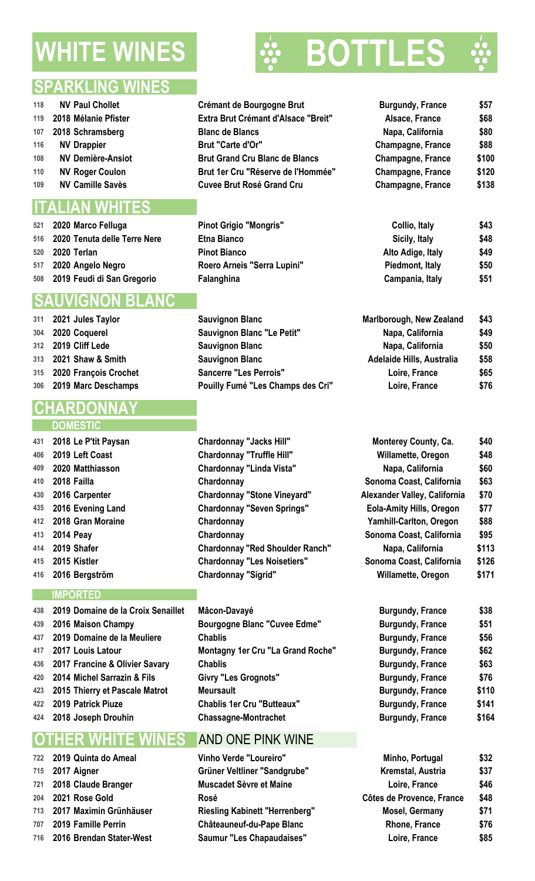# WHITE WINES — BOTTLES

## SPARKLING WINES

| # | Vintage / Producer | Wine | Region | Price |
|---|---|---|---|---|
| 118 | NV Paul Chollet | Crémant de Bourgogne Brut | Burgundy, France | $57 |
| 119 | 2018 Mélanie Pfister | Extra Brut Crémant d'Alsace "Breit" | Alsace, France | $68 |
| 107 | 2018 Schramsberg | Blanc de Blancs | Napa, California | $80 |
| 116 | NV Drappier | Brut "Carte d'Or" | Champagne, France | $88 |
| 108 | NV Demière-Ansiot | Brut Grand Cru Blanc de Blancs | Champagne, France | $100 |
| 110 | NV Roger Coulon | Brut 1er Cru "Réserve de l'Hommée" | Champagne, France | $120 |
| 109 | NV Camille Savès | Cuvee Brut Rosé Grand Cru | Champagne, France | $138 |

## ITALIAN WHITES

| # | Vintage / Producer | Wine | Region | Price |
|---|---|---|---|---|
| 521 | 2020 Marco Felluga | Pinot Grigio "Mongris" | Collio, Italy | $43 |
| 516 | 2020 Tenuta delle Terre Nere | Etna Bianco | Sicily, Italy | $48 |
| 520 | 2020 Terlan | Pinot Bianco | Alto Adige, Italy | $49 |
| 517 | 2020 Angelo Negro | Roero Arneis "Serra Lupini" | Piedmont, Italy | $50 |
| 508 | 2019 Feudi di San Gregorio | Falanghina | Campania, Italy | $51 |

## SAUVIGNON BLANC

| # | Vintage / Producer | Wine | Region | Price |
|---|---|---|---|---|
| 311 | 2021 Jules Taylor | Sauvignon Blanc | Marlborough, New Zealand | $43 |
| 304 | 2020 Coquerel | Sauvignon Blanc "Le Petit" | Napa, California | $49 |
| 312 | 2019 Cliff Lede | Sauvignon Blanc | Napa, California | $50 |
| 313 | 2021 Shaw & Smith | Sauvignon Blanc | Adelaide Hills, Australia | $58 |
| 315 | 2020 François Crochet | Sancerre "Les Perrois" | Loire, France | $65 |
| 306 | 2019 Marc Deschamps | Pouilly Fumé "Les Champs des Cri" | Loire, France | $76 |

## CHARDONNAY

### DOMESTIC

| # | Vintage / Producer | Wine | Region | Price |
|---|---|---|---|---|
| 431 | 2018 Le P'tit Paysan | Chardonnay "Jacks Hill" | Monterey County, Ca. | $40 |
| 406 | 2019 Left Coast | Chardonnay "Truffle Hill" | Willamette, Oregon | $48 |
| 409 | 2020 Matthiasson | Chardonnay "Linda Vista" | Napa, California | $60 |
| 410 | 2018 Failla | Chardonnay | Sonoma Coast, California | $63 |
| 430 | 2016 Carpenter | Chardonnay "Stone Vineyard" | Alexander Valley, California | $70 |
| 435 | 2016 Evening Land | Chardonnay "Seven Springs" | Eola-Amity Hills, Oregon | $77 |
| 412 | 2018 Gran Moraine | Chardonnay | Yamhill-Carlton, Oregon | $88 |
| 413 | 2014 Peay | Chardonnay | Sonoma Coast, California | $95 |
| 414 | 2019 Shafer | Chardonnay "Red Shoulder Ranch" | Napa, California | $113 |
| 415 | 2015 Kistler | Chardonnay "Les Noisetiers" | Sonoma Coast, California | $126 |
| 416 | 2016 Bergström | Chardonnay "Sigrid" | Willamette, Oregon | $171 |

### IMPORTED

| # | Vintage / Producer | Wine | Region | Price |
|---|---|---|---|---|
| 438 | 2019 Domaine de la Croix Senaillet | Mâcon-Davayé | Burgundy, France | $38 |
| 439 | 2016 Maison Champy | Bourgogne Blanc "Cuvee Edme" | Burgundy, France | $51 |
| 437 | 2019 Domaine de la Meuliere | Chablis | Burgundy, France | $56 |
| 417 | 2017 Louis Latour | Montagny 1er Cru "La Grand Roche" | Burgundy, France | $62 |
| 436 | 2017 Francine & Olivier Savary | Chablis | Burgundy, France | $63 |
| 420 | 2014 Michel Sarrazin & Fils | Givry "Les Grognots" | Burgundy, France | $76 |
| 423 | 2015 Thierry et Pascale Matrot | Meursault | Burgundy, France | $110 |
| 422 | 2019 Patrick Piuze | Chablis 1er Cru "Butteaux" | Burgundy, France | $141 |
| 424 | 2018 Joseph Drouhin | Chassagne-Montrachet | Burgundy, France | $164 |

## OTHER WHITE WINES AND ONE PINK WINE

| # | Vintage / Producer | Wine | Region | Price |
|---|---|---|---|---|
| 722 | 2019 Quinta do Ameal | Vinho Verde "Loureiro" | Minho, Portugal | $32 |
| 715 | 2017 Aigner | Grüner Veltliner "Sandgrube" | Kremstal, Austria | $37 |
| 721 | 2018 Claude Branger | Muscadet Sèvre et Maine | Loire, France | $46 |
| 204 | 2021 Rose Gold | Rosé | Côtes de Provence, France | $48 |
| 713 | 2017 Maximin Grünhäuser | Riesling Kabinett "Herrenberg" | Mosel, Germany | $71 |
| 707 | 2019 Famille Perrin | Châteauneuf-du-Pape Blanc | Rhone, France | $76 |
| 716 | 2016 Brendan Stater-West | Saumur "Les Chapaudaises" | Loire, France | $85 |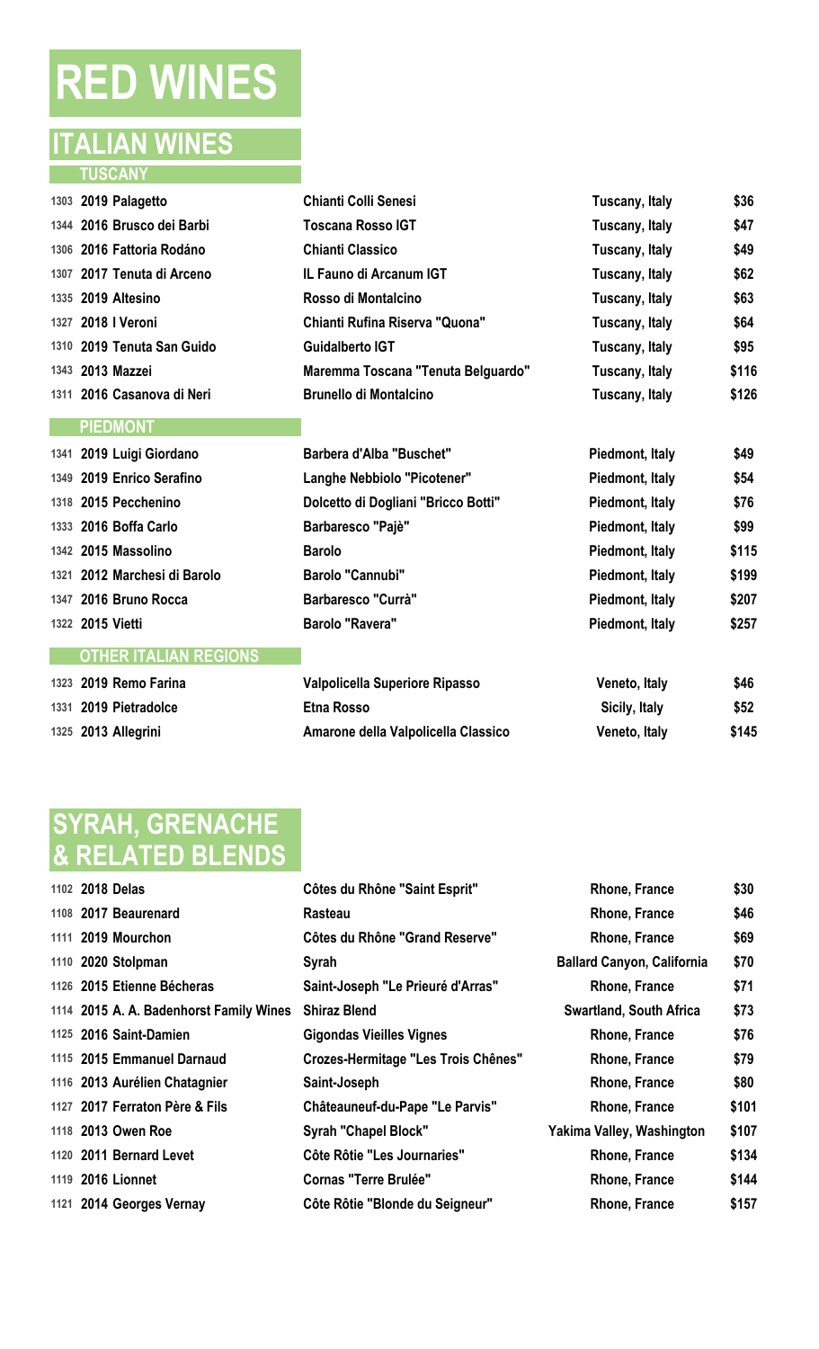# RED WINES

## ITALIAN WINES

### TUSCANY

| | | | | |
|---|---|---|---|---|
| 1303 | 2019 Palagetto | Chianti Colli Senesi | Tuscany, Italy | $36 |
| 1344 | 2016 Brusco dei Barbi | Toscana Rosso IGT | Tuscany, Italy | $47 |
| 1306 | 2016 Fattoria Rodáno | Chianti Classico | Tuscany, Italy | $49 |
| 1307 | 2017 Tenuta di Arceno | IL Fauno di Arcanum IGT | Tuscany, Italy | $62 |
| 1335 | 2019 Altesino | Rosso di Montalcino | Tuscany, Italy | $63 |
| 1327 | 2018 I Veroni | Chianti Rufina Riserva "Quona" | Tuscany, Italy | $64 |
| 1310 | 2019 Tenuta San Guido | Guidalberto IGT | Tuscany, Italy | $95 |
| 1343 | 2013 Mazzei | Maremma Toscana "Tenuta Belguardo" | Tuscany, Italy | $116 |
| 1311 | 2016 Casanova di Neri | Brunello di Montalcino | Tuscany, Italy | $126 |

### PIEDMONT

| | | | | |
|---|---|---|---|---|
| 1341 | 2019 Luigi Giordano | Barbera d'Alba "Buschet" | Piedmont, Italy | $49 |
| 1349 | 2019 Enrico Serafino | Langhe Nebbiolo "Picotener" | Piedmont, Italy | $54 |
| 1318 | 2015 Pecchenino | Dolcetto di Dogliani "Bricco Botti" | Piedmont, Italy | $76 |
| 1333 | 2016 Boffa Carlo | Barbaresco "Pajè" | Piedmont, Italy | $99 |
| 1342 | 2015 Massolino | Barolo | Piedmont, Italy | $115 |
| 1321 | 2012 Marchesi di Barolo | Barolo "Cannubi" | Piedmont, Italy | $199 |
| 1347 | 2016 Bruno Rocca | Barbaresco "Currà" | Piedmont, Italy | $207 |
| 1322 | 2015 Vietti | Barolo "Ravera" | Piedmont, Italy | $257 |

### OTHER ITALIAN REGIONS

| | | | | |
|---|---|---|---|---|
| 1323 | 2019 Remo Farina | Valpolicella Superiore Ripasso | Veneto, Italy | $46 |
| 1331 | 2019 Pietradolce | Etna Rosso | Sicily, Italy | $52 |
| 1325 | 2013 Allegrini | Amarone della Valpolicella Classico | Veneto, Italy | $145 |

## SYRAH, GRENACHE & RELATED BLENDS

| | | | | |
|---|---|---|---|---|
| 1102 | 2018 Delas | Côtes du Rhône "Saint Esprit" | Rhone, France | $30 |
| 1108 | 2017 Beaurenard | Rasteau | Rhone, France | $46 |
| 1111 | 2019 Mourchon | Côtes du Rhône "Grand Reserve" | Rhone, France | $69 |
| 1110 | 2020 Stolpman | Syrah | Ballard Canyon, California | $70 |
| 1126 | 2015 Etienne Bécheras | Saint-Joseph "Le Prieuré d'Arras" | Rhone, France | $71 |
| 1114 | 2015 A. A. Badenhorst Family Wines | Shiraz Blend | Swartland, South Africa | $73 |
| 1125 | 2016 Saint-Damien | Gigondas Vieilles Vignes | Rhone, France | $76 |
| 1115 | 2015 Emmanuel Darnaud | Crozes-Hermitage "Les Trois Chênes" | Rhone, France | $79 |
| 1116 | 2013 Aurélien Chatagnier | Saint-Joseph | Rhone, France | $80 |
| 1127 | 2017 Ferraton Père & Fils | Châteauneuf-du-Pape "Le Parvis" | Rhone, France | $101 |
| 1118 | 2013 Owen Roe | Syrah "Chapel Block" | Yakima Valley, Washington | $107 |
| 1120 | 2011 Bernard Levet | Côte Rôtie "Les Journaries" | Rhone, France | $134 |
| 1119 | 2016 Lionnet | Cornas "Terre Brulée" | Rhone, France | $144 |
| 1121 | 2014 Georges Vernay | Côte Rôtie "Blonde du Seigneur" | Rhone, France | $157 |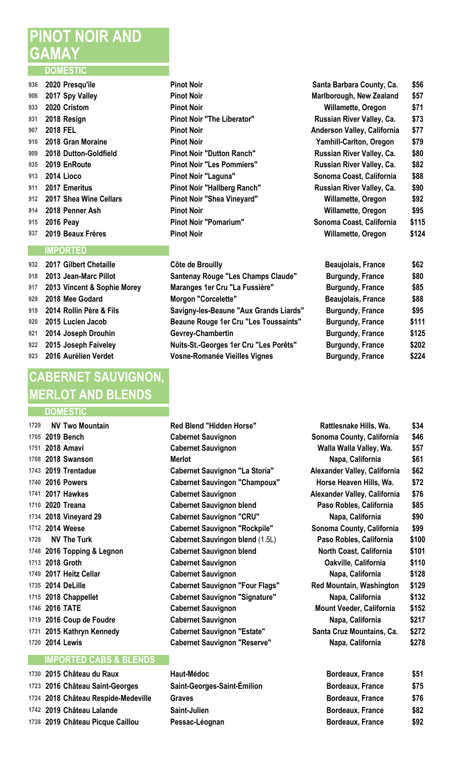# PINOT NOIR AND GAMAY

## DOMESTIC

| | | | | |
|---|---|---|---|---|
| 936 | **2020 Presqu'ile** | **Pinot Noir** | **Santa Barbara County, Ca.** | **$56** |
| 906 | **2017 Spy Valley** | **Pinot Noir** | **Marlborough, New Zealand** | **$57** |
| 933 | **2020 Cristom** | **Pinot Noir** | **Willamette, Oregon** | **$71** |
| 931 | **2018 Resign** | **Pinot Noir "The Liberator"** | **Russian River Valley, Ca.** | **$73** |
| 907 | **2018 FEL** | **Pinot Noir** | **Anderson Valley, California** | **$77** |
| 910 | **2018 Gran Moraine** | **Pinot Noir** | **Yamhill-Carlton, Oregon** | **$79** |
| 909 | **2018 Dutton-Goldfield** | **Pinot Noir "Dutton Ranch"** | **Russian River Valley, Ca.** | **$80** |
| 935 | **2019 EnRoute** | **Pinot Noir "Les Pommiers"** | **Russian River Valley, Ca.** | **$82** |
| 913 | **2014 Lioco** | **Pinot Noir "Laguna"** | **Sonoma Coast, California** | **$88** |
| 911 | **2017 Emeritus** | **Pinot Noir "Hallberg Ranch"** | **Russian River Valley, Ca.** | **$90** |
| 912 | **2017 Shea Wine Cellars** | **Pinot Noir "Shea Vineyard"** | **Willamette, Oregon** | **$92** |
| 914 | **2018 Penner Ash** | **Pinot Noir** | **Willamette, Oregon** | **$95** |
| 915 | **2016 Peay** | **Pinot Noir "Pomarium"** | **Sonoma Coast, California** | **$115** |
| 937 | **2019 Beaux Frères** | **Pinot Noir** | **Willamette, Oregon** | **$124** |

## IMPORTED

| | | | | |
|---|---|---|---|---|
| 932 | **2017 Gilbert Chetaille** | **Côte de Brouilly** | **Beaujolais, France** | **$62** |
| 918 | **2013 Jean-Marc Pillot** | **Santenay Rouge "Les Champs Claude"** | **Burgundy, France** | **$80** |
| 917 | **2013 Vincent & Sophie Morey** | **Maranges 1er Cru "La Fussière"** | **Burgundy, France** | **$85** |
| 929 | **2018 Mee Godard** | **Morgon "Corcelette"** | **Beaujolais, France** | **$88** |
| 919 | **2014 Rollin Père & Fils** | **Savigny-les-Beaune "Aux Grands Liards"** | **Burgundy, France** | **$95** |
| 920 | **2015 Lucien Jacob** | **Beaune Rouge 1er Cru "Les Toussaints"** | **Burgundy, France** | **$111** |
| 921 | **2014 Joseph Drouhin** | **Gevrey-Chambertin** | **Burgundy, France** | **$125** |
| 922 | **2015 Joseph Faiveley** | **Nuits-St.-Georges 1er Cru "Les Porêts"** | **Burgundy, France** | **$202** |
| 923 | **2016 Aurélien Verdet** | **Vosne-Romanée Vieilles Vignes** | **Burgundy, France** | **$224** |

# CABERNET SAUVIGNON, MERLOT AND BLENDS

## DOMESTIC

| | | | | |
|---|---|---|---|---|
| 1729 | **NV Two Mountain** | **Red Blend "Hidden Horse"** | **Rattlesnake Hills, Wa.** | **$34** |
| 1705 | **2019 Bench** | **Cabernet Sauvignon** | **Sonoma County, California** | **$46** |
| 1751 | **2018 Amavi** | **Cabernet Sauvignon** | **Walla Walla Valley, Wa.** | **$57** |
| 1708 | **2018 Swanson** | **Merlot** | **Napa, California** | **$61** |
| 1743 | **2019 Trentadue** | **Cabernet Sauvignon "La Storia"** | **Alexander Valley, California** | **$62** |
| 1740 | **2016 Powers** | **Cabernet Sauvingon "Champoux"** | **Horse Heaven Hills, Wa.** | **$72** |
| 1741 | **2017 Hawkes** | **Cabernet Sauvignon** | **Alexander Valley, California** | **$76** |
| 1710 | **2020 Treana** | **Cabernet Sauvignon blend** | **Paso Robles, California** | **$85** |
| 1734 | **2018 Vineyard 29** | **Cabernet Sauvignon "CRU"** | **Napa, California** | **$90** |
| 1712 | **2014 Weese** | **Cabernet Sauvignon "Rockpile"** | **Sonoma County, California** | **$99** |
| 1728 | **NV The Turk** | **Cabernet Sauvingon blend** (1.5L) | **Paso Robles, California** | **$100** |
| 1748 | **2016 Topping & Legnon** | **Cabernet Sauvignon blend** | **North Coast, California** | **$101** |
| 1713 | **2018 Groth** | **Cabernet Sauvignon** | **Oakville, California** | **$110** |
| 1749 | **2017 Heitz Cellar** | **Cabernet Sauvignon** | **Napa, California** | **$128** |
| 1735 | **2014 DeLille** | **Cabernet Sauvignon "Four Flags"** | **Red Mountain, Washington** | **$129** |
| 1715 | **2018 Chappellet** | **Cabernet Sauvignon "Signature"** | **Napa, California** | **$132** |
| 1746 | **2016 TATE** | **Cabernet Sauvignon** | **Mount Veeder, California** | **$152** |
| 1719 | **2016 Coup de Foudre** | **Cabernet Sauvignon** | **Napa, California** | **$217** |
| 1731 | **2015 Kathryn Kennedy** | **Cabernet Sauvignon "Estate"** | **Santa Cruz Mountains, Ca.** | **$272** |
| 1720 | **2014 Lewis** | **Cabernet Sauvignon "Reserve"** | **Napa, California** | **$278** |

## IMPORTED CABS & BLENDS

| | | | | |
|---|---|---|---|---|
| 1730 | **2015 Château du Raux** | **Haut-Médoc** | **Bordeaux, France** | **$51** |
| 1723 | **2016 Château Saint-Georges** | **Saint-Georges-Saint-Émilion** | **Bordeaux, France** | **$75** |
| 1724 | **2018 Château Respide-Medeville** | **Graves** | **Bordeaux, France** | **$76** |
| 1742 | **2019 Château Lalande** | **Saint-Julien** | **Bordeaux, France** | **$82** |
| 1738 | **2019 Château Picque Caillou** | **Pessac-Léognan** | **Bordeaux, France** | **$92** |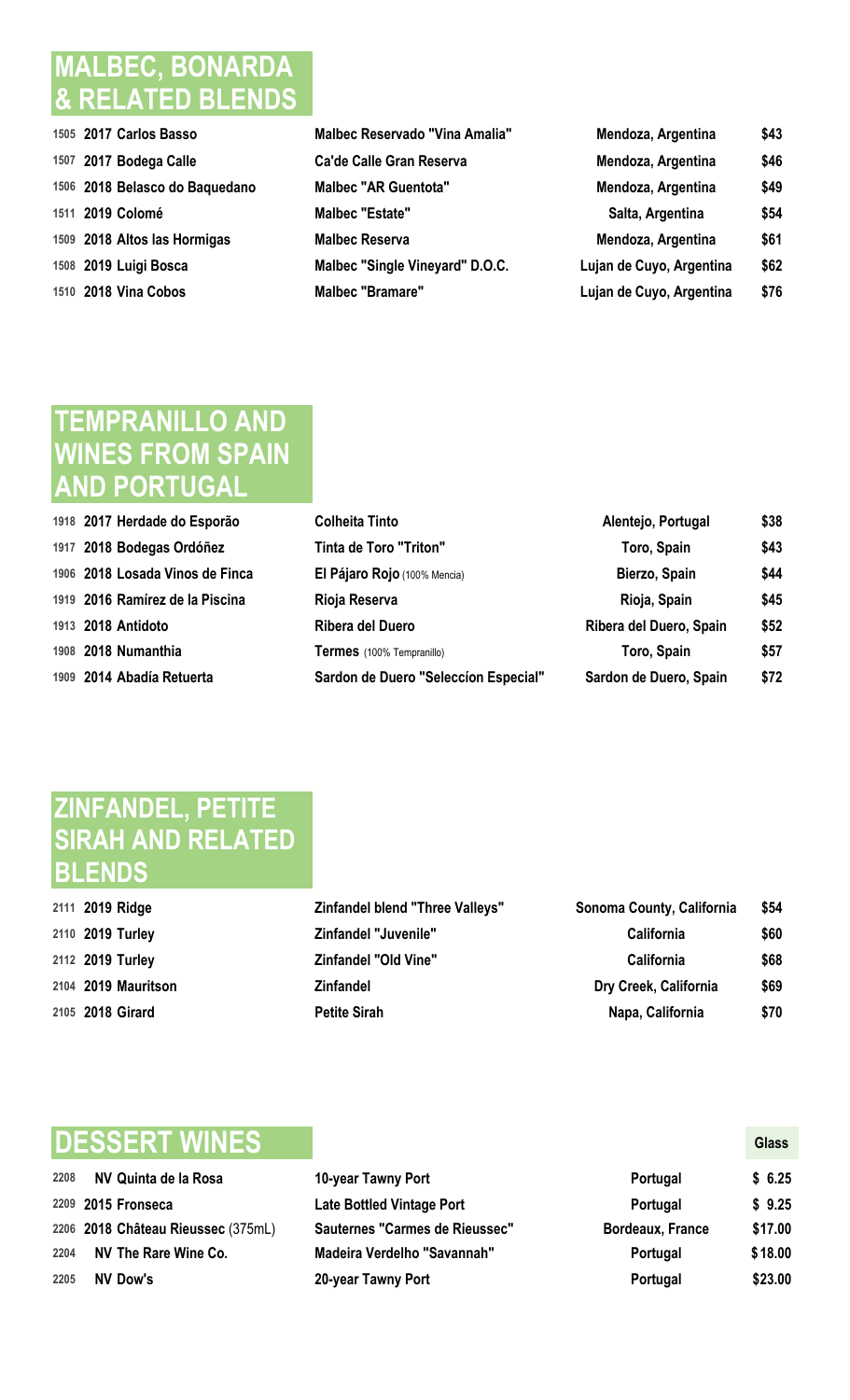## MALBEC, BONARDA & RELATED BLENDS

| | | | | |
|---|---|---|---|---|
| 1505 | 2017 Carlos Basso | Malbec Reservado "Vina Amalia" | Mendoza, Argentina | $43 |
| 1507 | 2017 Bodega Calle | Ca'de Calle Gran Reserva | Mendoza, Argentina | $46 |
| 1506 | 2018 Belasco do Baquedano | Malbec "AR Guentota" | Mendoza, Argentina | $49 |
| 1511 | 2019 Colomé | Malbec "Estate" | Salta, Argentina | $54 |
| 1509 | 2018 Altos las Hormigas | Malbec Reserva | Mendoza, Argentina | $61 |
| 1508 | 2019 Luigi Bosca | Malbec "Single Vineyard" D.O.C. | Lujan de Cuyo, Argentina | $62 |
| 1510 | 2018 Vina Cobos | Malbec "Bramare" | Lujan de Cuyo, Argentina | $76 |

## TEMPRANILLO AND WINES FROM SPAIN AND PORTUGAL

| | | | | |
|---|---|---|---|---|
| 1918 | 2017 Herdade do Esporão | Colheita Tinto | Alentejo, Portugal | $38 |
| 1917 | 2018 Bodegas Ordóñez | Tinta de Toro "Triton" | Toro, Spain | $43 |
| 1906 | 2018 Losada Vinos de Finca | El Pájaro Rojo (100% Mencia) | Bierzo, Spain | $44 |
| 1919 | 2016 Ramírez de la Piscina | Rioja Reserva | Rioja, Spain | $45 |
| 1913 | 2018 Antidoto | Ribera del Duero | Ribera del Duero, Spain | $52 |
| 1908 | 2018 Numanthia | Termes (100% Tempranillo) | Toro, Spain | $57 |
| 1909 | 2014 Abadía Retuerta | Sardon de Duero "Seleccíon Especial" | Sardon de Duero, Spain | $72 |

## ZINFANDEL, PETITE SIRAH AND RELATED BLENDS

| | | | | |
|---|---|---|---|---|
| 2111 | 2019 Ridge | Zinfandel blend "Three Valleys" | Sonoma County, California | $54 |
| 2110 | 2019 Turley | Zinfandel "Juvenile" | California | $60 |
| 2112 | 2019 Turley | Zinfandel "Old Vine" | California | $68 |
| 2104 | 2019 Mauritson | Zinfandel | Dry Creek, California | $69 |
| 2105 | 2018 Girard | Petite Sirah | Napa, California | $70 |

## DESSERT WINES

| | | | | Glass |
|---|---|---|---|---|
| 2208 | NV Quinta de la Rosa | 10-year Tawny Port | Portugal | $ 6.25 |
| 2209 | 2015 Fronseca | Late Bottled Vintage Port | Portugal | $ 9.25 |
| 2206 | 2018 Château Rieussec (375mL) | Sauternes "Carmes de Rieussec" | Bordeaux, France | $17.00 |
| 2204 | NV The Rare Wine Co. | Madeira Verdelho "Savannah" | Portugal | $18.00 |
| 2205 | NV Dow's | 20-year Tawny Port | Portugal | $23.00 |